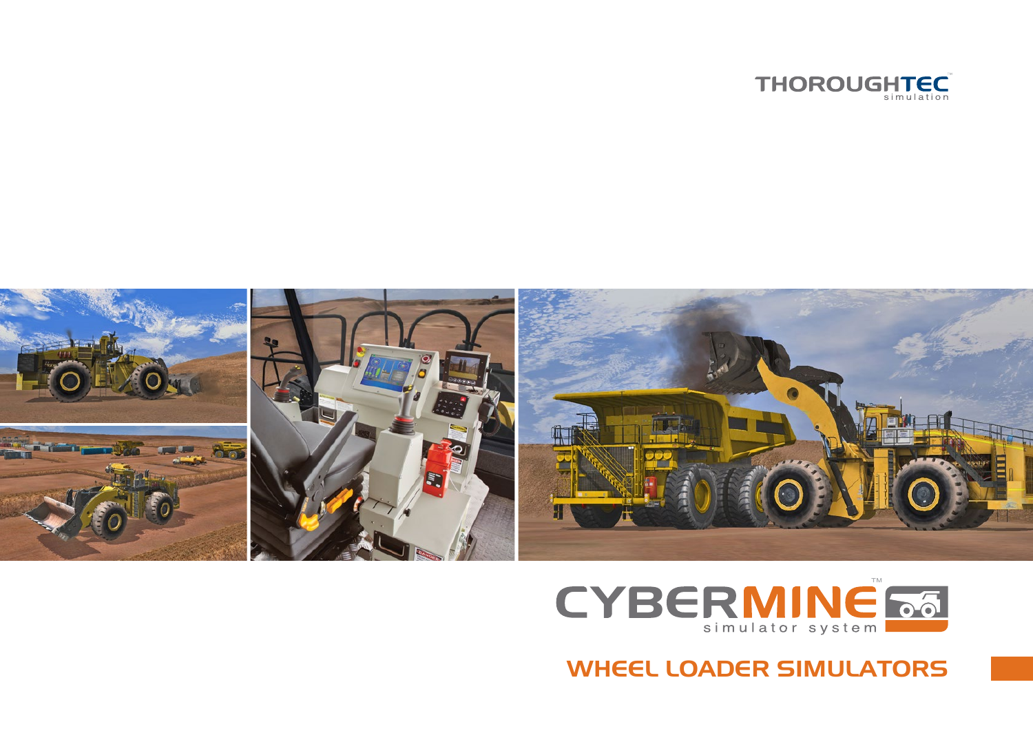THOROUGHTEC™ simulation

CYBERMINE™ simulator system

# WHEEL LOADER SIMULATORS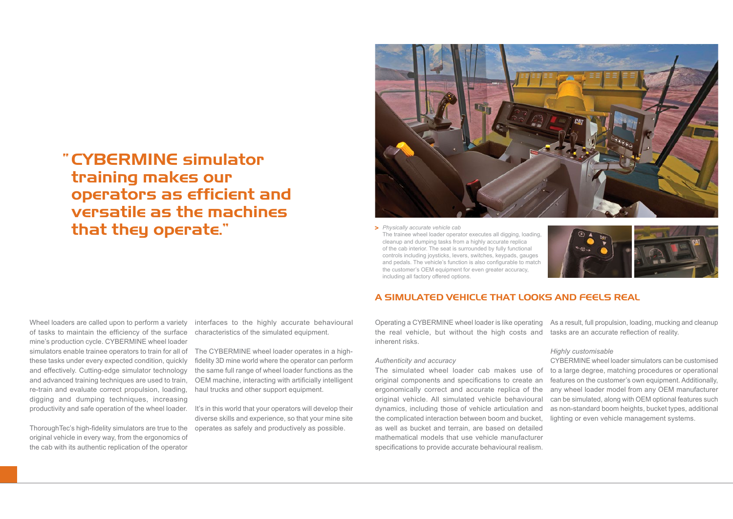> "CYBERMINE simulator training makes our operators as efficient and versatile as the machines that they operate."

Wheel loaders are called upon to perform a variety of tasks to maintain the efficiency of the surface mine's production cycle. CYBERMINE wheel loader simulators enable trainee operators to train for all of these tasks under every expected condition, quickly and effectively. Cutting-edge simulator technology and advanced training techniques are used to train, re-train and evaluate correct propulsion, loading, digging and dumping techniques, increasing productivity and safe operation of the wheel loader.

ThoroughTec's high-fidelity simulators are true to the original vehicle in every way, from the ergonomics of the cab with its authentic replication of the operator interfaces to the highly accurate behavioural characteristics of the simulated equipment.

The CYBERMINE wheel loader operates in a high-fidelity 3D mine world where the operator can perform the same full range of wheel loader functions as the OEM machine, interacting with artificially intelligent haul trucks and other support equipment.

It's in this world that your operators will develop their diverse skills and experience, so that your mine site operates as safely and productively as possible.

> *Physically accurate vehicle cab*
> The trainee wheel loader operator executes all digging, loading, cleanup and dumping tasks from a highly accurate replica of the cab interior. The seat is surrounded by fully functional controls including joysticks, levers, switches, keypads, gauges and pedals. The vehicle's function is also configurable to match the customer's OEM equipment for even greater accuracy, including all factory offered options.

## A SIMULATED VEHICLE THAT LOOKS AND FEELS REAL

Operating a CYBERMINE wheel loader is like operating the real vehicle, but without the high costs and inherent risks.

*Authenticity and accuracy*

The simulated wheel loader cab makes use of original components and specifications to create an ergonomically correct and accurate replica of the original vehicle. All simulated vehicle behavioural dynamics, including those of vehicle articulation and the complicated interaction between boom and bucket, as well as bucket and terrain, are based on detailed mathematical models that use vehicle manufacturer specifications to provide accurate behavioural realism. As a result, full propulsion, loading, mucking and cleanup tasks are an accurate reflection of reality.

*Highly customisable*

CYBERMINE wheel loader simulators can be customised to a large degree, matching procedures or operational features on the customer's own equipment. Additionally, any wheel loader model from any OEM manufacturer can be simulated, along with OEM optional features such as non-standard boom heights, bucket types, additional lighting or even vehicle management systems.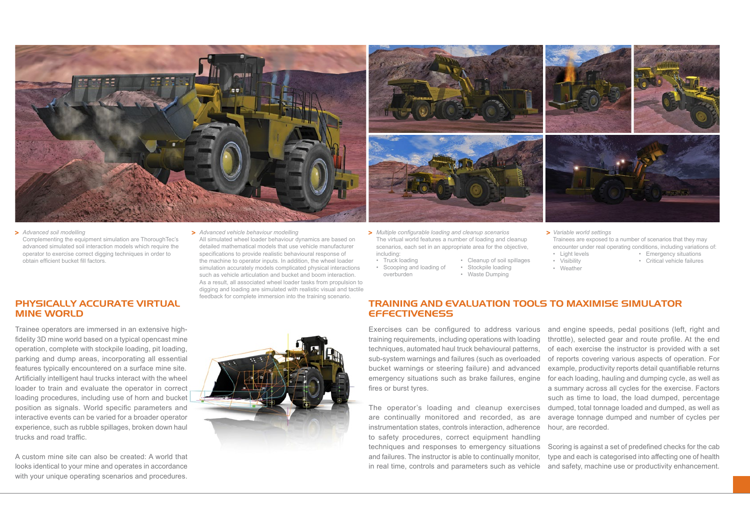> *Advanced soil modelling*
Complementing the equipment simulation are ThoroughTec's advanced simulated soil interaction models which require the operator to exercise correct digging techniques in order to obtain efficient bucket fill factors.

> *Advanced vehicle behaviour modelling*
All simulated wheel loader behaviour dynamics are based on detailed mathematical models that use vehicle manufacturer specifications to provide realistic behavioural response of the machine to operator inputs. In addition, the wheel loader simulation accurately models complicated physical interactions such as vehicle articulation and bucket and boom interaction. As a result, all associated wheel loader tasks from propulsion to digging and loading are simulated with realistic visual and tactile feedback for complete immersion into the training scenario.

> *Multiple configurable loading and cleanup scenarios*
The virtual world features a number of loading and cleanup scenarios, each set in an appropriate area for the objective, including:

- Truck loading
- Scooping and loading of overburden
- Cleanup of soil spillages
- Stockpile loading
- Waste Dumping

> *Variable world settings*
Trainees are exposed to a number of scenarios that they may encounter under real operating conditions, including variations of:

- Light levels
- Visibility
- Weather
- Emergency situations
- Critical vehicle failures

## PHYSICALLY ACCURATE VIRTUAL MINE WORLD

Trainee operators are immersed in an extensive high-fidelity 3D mine world based on a typical opencast mine operation, complete with stockpile loading, pit loading, parking and dump areas, incorporating all essential features typically encountered on a surface mine site. Artificially intelligent haul trucks interact with the wheel loader to train and evaluate the operator in correct loading procedures, including use of horn and bucket position as signals. World specific parameters and interactive events can be varied for a broader operator experience, such as rubble spillages, broken down haul trucks and road traffic.

A custom mine site can also be created: A world that looks identical to your mine and operates in accordance with your unique operating scenarios and procedures.

## TRAINING AND EVALUATION TOOLS TO MAXIMISE SIMULATOR EFFECTIVENESS

Exercises can be configured to address various training requirements, including operations with loading techniques, automated haul truck behavioural patterns, sub-system warnings and failures (such as overloaded bucket warnings or steering failure) and advanced emergency situations such as brake failures, engine fires or burst tyres.

The operator's loading and cleanup exercises are continually monitored and recorded, as are instrumentation states, controls interaction, adherence to safety procedures, correct equipment handling techniques and responses to emergency situations and failures. The instructor is able to continually monitor, in real time, controls and parameters such as vehicle and engine speeds, pedal positions (left, right and throttle), selected gear and route profile. At the end of each exercise the instructor is provided with a set of reports covering various aspects of operation. For example, productivity reports detail quantifiable returns for each loading, hauling and dumping cycle, as well as a summary across all cycles for the exercise. Factors such as time to load, the load dumped, percentage dumped, total tonnage loaded and dumped, as well as average tonnage dumped and number of cycles per hour, are recorded.

Scoring is against a set of predefined checks for the cab type and each is categorised into affecting one of health and safety, machine use or productivity enhancement.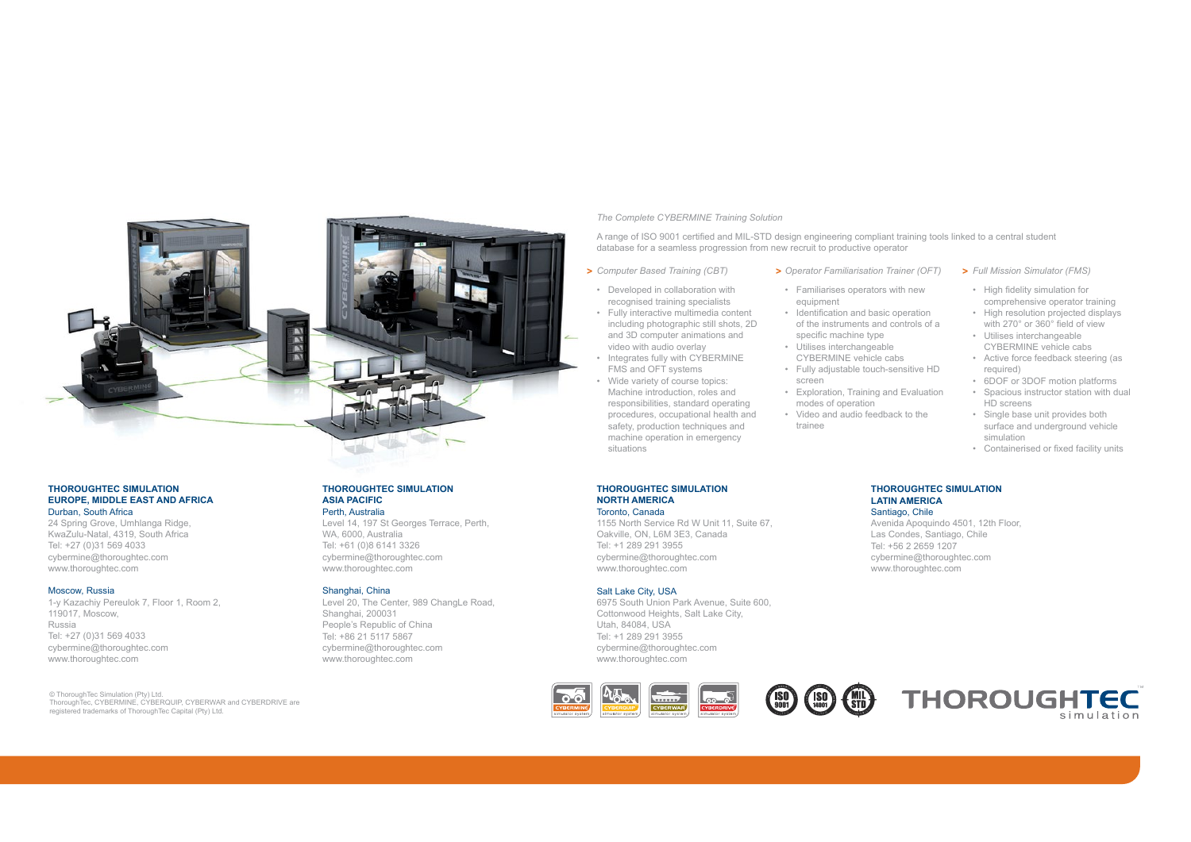*The Complete CYBERMINE Training Solution*

A range of ISO 9001 certified and MIL-STD design engineering compliant training tools linked to a central student database for a seamless progression from new recruit to productive operator

### > *Computer Based Training (CBT)*

- Developed in collaboration with recognised training specialists
- Fully interactive multimedia content including photographic still shots, 2D and 3D computer animations and video with audio overlay
- Integrates fully with CYBERMINE FMS and OFT systems
- Wide variety of course topics: Machine introduction, roles and responsibilities, standard operating procedures, occupational health and safety, production techniques and machine operation in emergency situations

### > *Operator Familiarisation Trainer (OFT)*

- Familiarises operators with new equipment
- Identification and basic operation of the instruments and controls of a specific machine type
- Utilises interchangeable CYBERMINE vehicle cabs
- Fully adjustable touch-sensitive HD screen
- Exploration, Training and Evaluation modes of operation
- Video and audio feedback to the trainee

### > *Full Mission Simulator (FMS)*

- High fidelity simulation for comprehensive operator training
- High resolution projected displays with 270° or 360° field of view
- Utilises interchangeable CYBERMINE vehicle cabs
- Active force feedback steering (as required)
- 6DOF or 3DOF motion platforms
- Spacious instructor station with dual HD screens
- Single base unit provides both surface and underground vehicle simulation
- Containerised or fixed facility units

**THOROUGHTEC SIMULATION**
**EUROPE, MIDDLE EAST AND AFRICA**

Durban, South Africa
24 Spring Grove, Umhlanga Ridge,
KwaZulu-Natal, 4319, South Africa
Tel: +27 (0)31 569 4033
cybermine@thoroughtec.com
www.thoroughtec.com

Moscow, Russia
1-y Kazachiy Pereulok 7, Floor 1, Room 2,
119017, Moscow,
Russia
Tel: +27 (0)31 569 4033
cybermine@thoroughtec.com
www.thoroughtec.com

**THOROUGHTEC SIMULATION**
**ASIA PACIFIC**

Perth, Australia
Level 14, 197 St Georges Terrace, Perth,
WA, 6000, Australia
Tel: +61 (0)8 6141 3326
cybermine@thoroughtec.com
www.thoroughtec.com

Shanghai, China
Level 20, The Center, 989 ChangLe Road,
Shanghai, 200031
People's Republic of China
Tel: +86 21 5117 5867
cybermine@thoroughtec.com
www.thoroughtec.com

**THOROUGHTEC SIMULATION**
**NORTH AMERICA**

Toronto, Canada
1155 North Service Rd W Unit 11, Suite 67,
Oakville, ON, L6M 3E3, Canada
Tel: +1 289 291 3955
cybermine@thoroughtec.com
www.thoroughtec.com

Salt Lake City, USA
6975 South Union Park Avenue, Suite 600,
Cottonwood Heights, Salt Lake City,
Utah, 84084, USA
Tel: +1 289 291 3955
cybermine@thoroughtec.com
www.thoroughtec.com

**THOROUGHTEC SIMULATION**
**LATIN AMERICA**

Santiago, Chile
Avenida Apoquindo 4501, 12th Floor,
Las Condes, Santiago, Chile
Tel: +56 2 2659 1207
cybermine@thoroughtec.com
www.thoroughtec.com

© ThoroughTec Simulation (Pty) Ltd.
ThoroughTec, CYBERMINE, CYBERQUIP, CYBERWAR and CYBERDRIVE are registered trademarks of ThoroughTec Capital (Pty) Ltd.

CYBERMINE simulator system | CYBERQUIP simulator system | CYBERWAR simulator system | CYBERDRIVE simulator system

ISO 9001 | ISO 14001 | MIL STD

THOROUGHTEC simulation